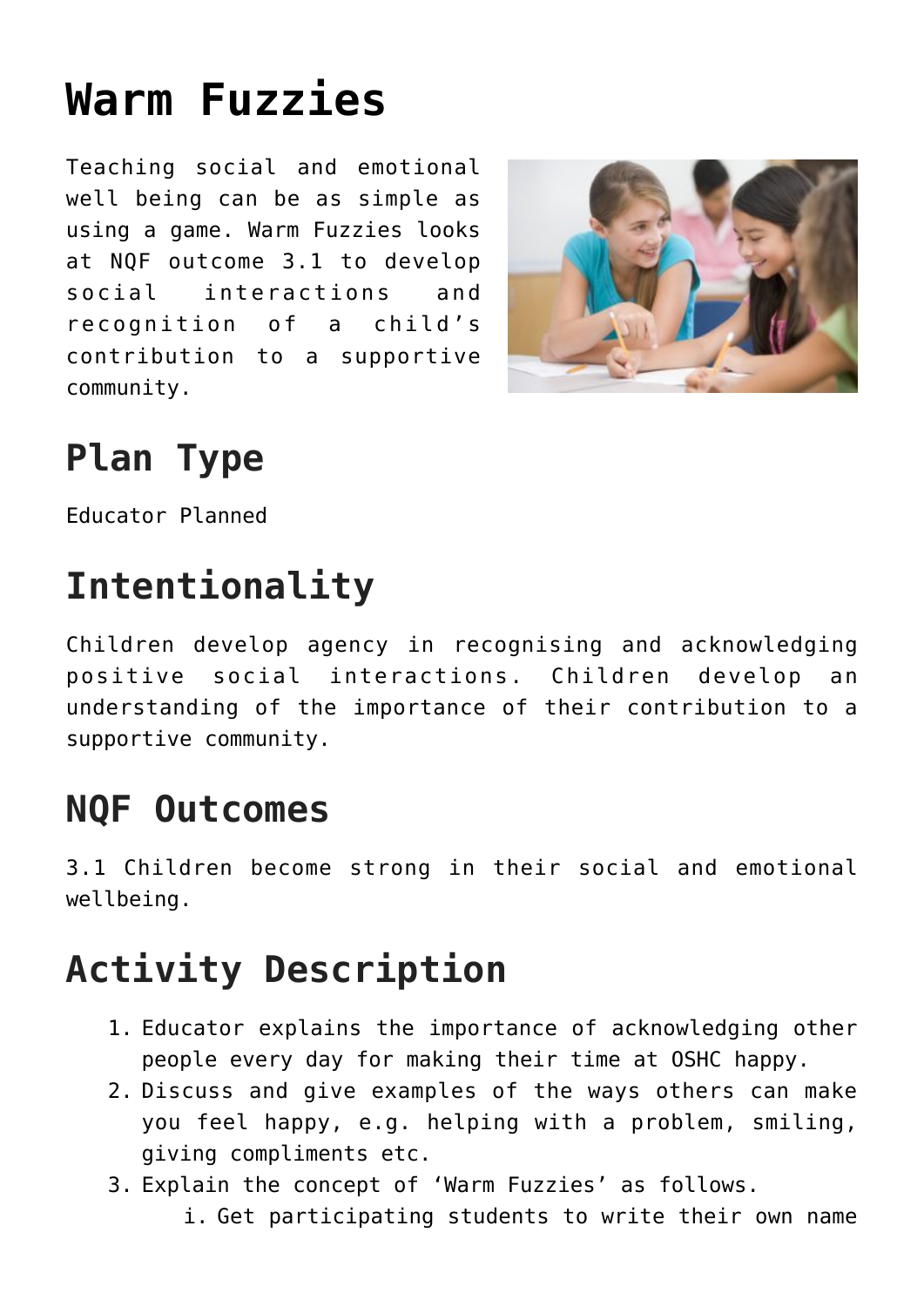# Warm Fuzzies

Teaching social and emotional well being can be as simple as using a game. Warm Fuzzies looks at NQF outcome 3.1 to develop social interactions and recognition of a child's contribution to a supportive community.

## Plan Type

Educator Planned

## Intentionality

Children develop agency in recognising and acknowledging positive social interactions. Children develop an understanding of the importance of their contribution to a supportive community.

## NQF Outcomes

3.1 Children become strong in their social and emotional wellbeing.

## Activity Description

1. Educator explains the importance of acknowledging other people every day for making their time at OSHC happy.
2. Discuss and give examples of the ways others can make you feel happy, e.g. helping with a problem, smiling, giving compliments etc.
3. Explain the concept of 'Warm Fuzzies' as follows.
    i. Get participating students to write their own name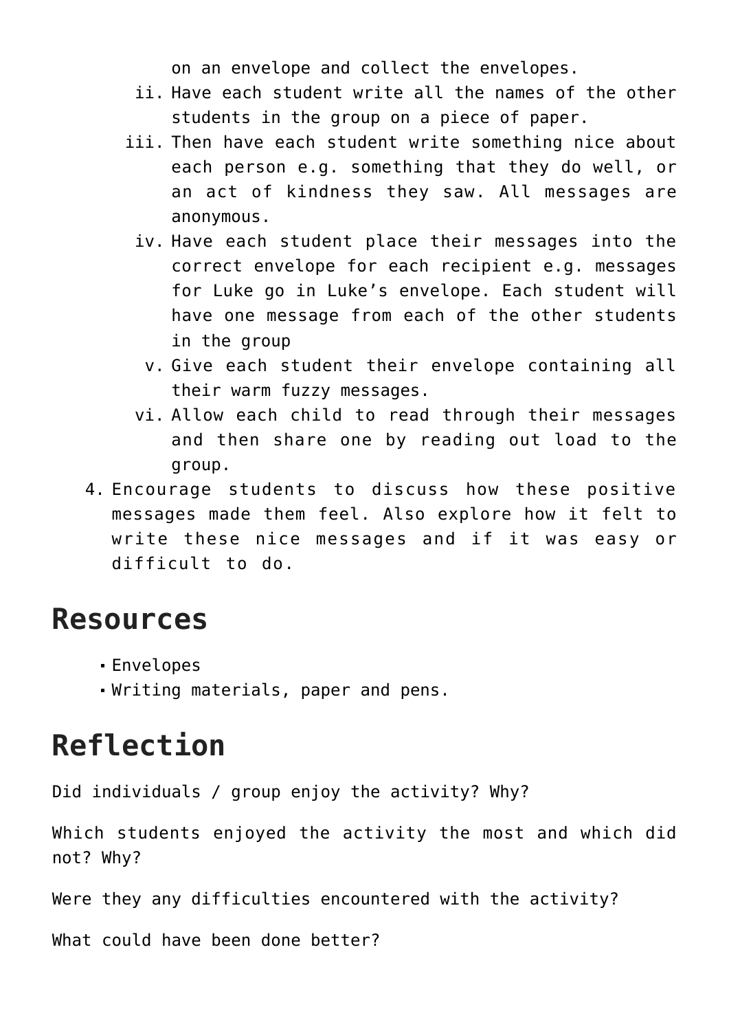on an envelope and collect the envelopes.

   ii. Have each student write all the names of the other students in the group on a piece of paper.
   iii. Then have each student write something nice about each person e.g. something that they do well, or an act of kindness they saw. All messages are anonymous.
   iv. Have each student place their messages into the correct envelope for each recipient e.g. messages for Luke go in Luke's envelope. Each student will have one message from each of the other students in the group
   v. Give each student their envelope containing all their warm fuzzy messages.
   vi. Allow each child to read through their messages and then share one by reading out load to the group.

4. Encourage students to discuss how these positive messages made them feel. Also explore how it felt to write these nice messages and if it was easy or difficult to do.

## Resources

- Envelopes
- Writing materials, paper and pens.

## Reflection

Did individuals / group enjoy the activity? Why?

Which students enjoyed the activity the most and which did not? Why?

Were they any difficulties encountered with the activity?

What could have been done better?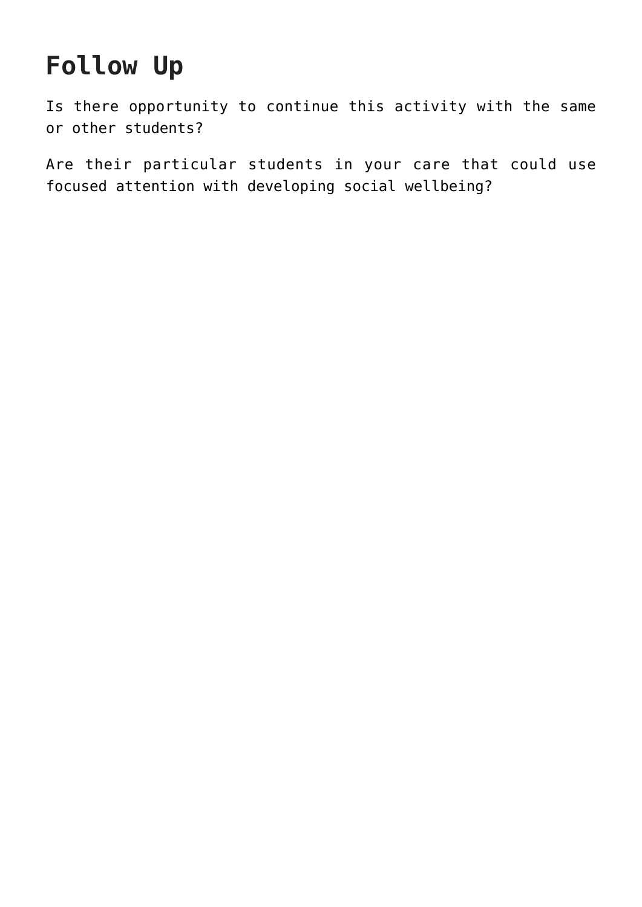# Follow Up

Is there opportunity to continue this activity with the same or other students?

Are their particular students in your care that could use focused attention with developing social wellbeing?